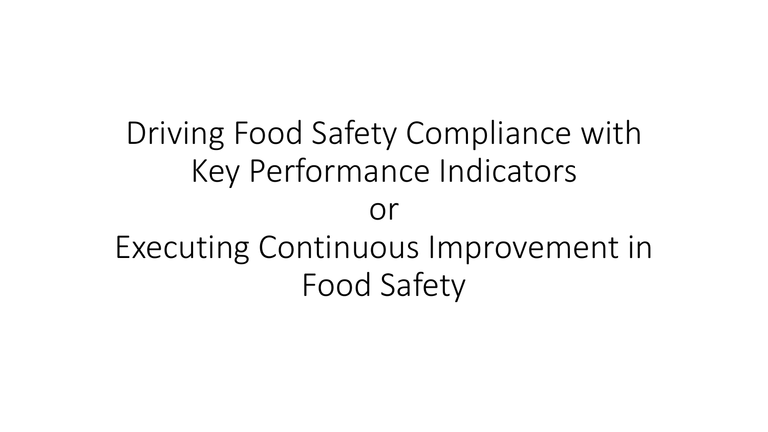# Driving Food Safety Compliance with Key Performance Indicators

or

# Executing Continuous Improvement in Food Safety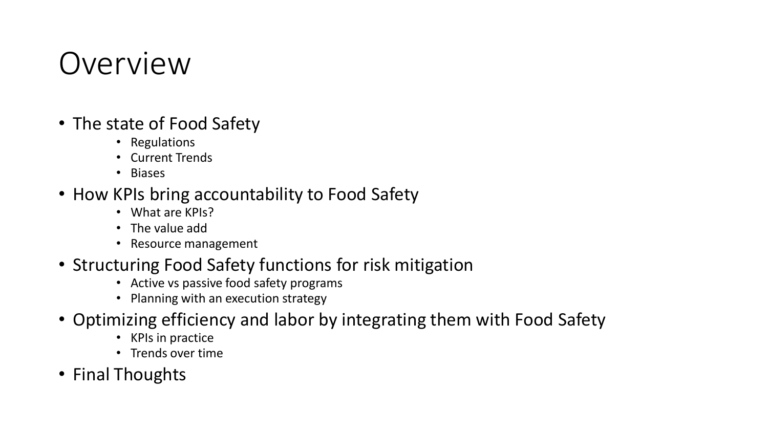# Overview

- The state of Food Safety
  - Regulations
  - Current Trends
  - Biases
- How KPIs bring accountability to Food Safety
  - What are KPIs?
  - The value add
  - Resource management
- Structuring Food Safety functions for risk mitigation
  - Active vs passive food safety programs
  - Planning with an execution strategy
- Optimizing efficiency and labor by integrating them with Food Safety
  - KPIs in practice
  - Trends over time
- Final Thoughts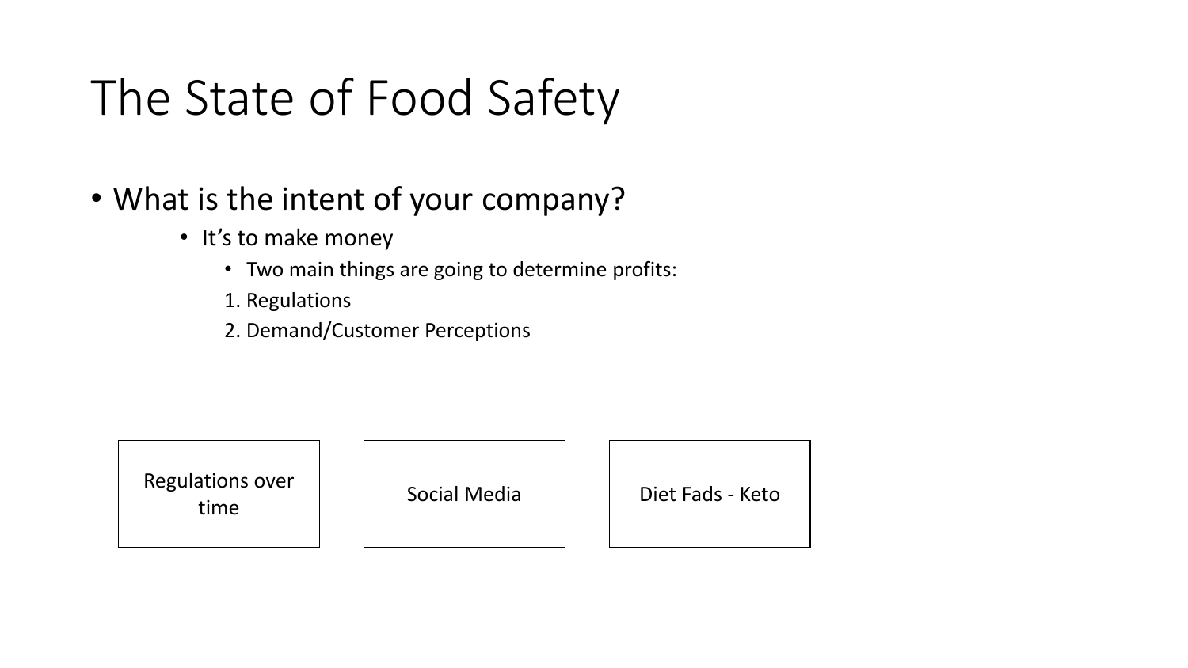# The State of Food Safety

- What is the intent of your company?
  - It's to make money
    - Two main things are going to determine profits:
    1. Regulations
    2. Demand/Customer Perceptions

Regulations over time

Social Media

Diet Fads - Keto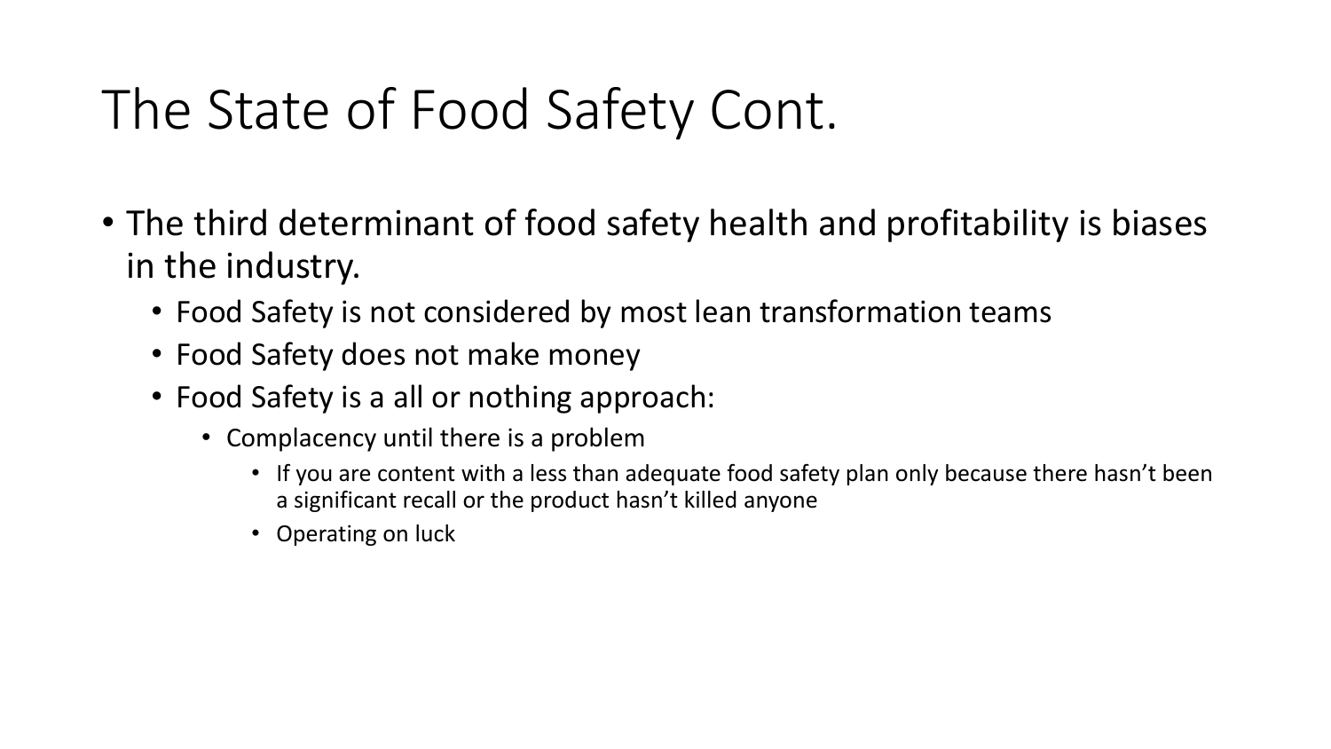# The State of Food Safety Cont.

- The third determinant of food safety health and profitability is biases in the industry.
  - Food Safety is not considered by most lean transformation teams
  - Food Safety does not make money
  - Food Safety is a all or nothing approach:
    - Complacency until there is a problem
      - If you are content with a less than adequate food safety plan only because there hasn't been a significant recall or the product hasn't killed anyone
      - Operating on luck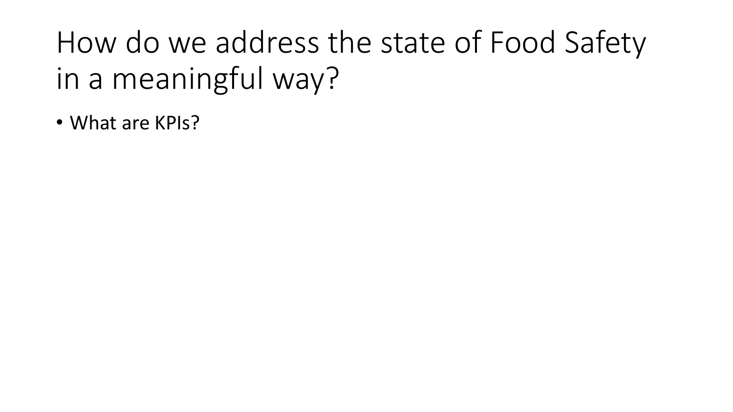# How do we address the state of Food Safety in a meaningful way?

- What are KPIs?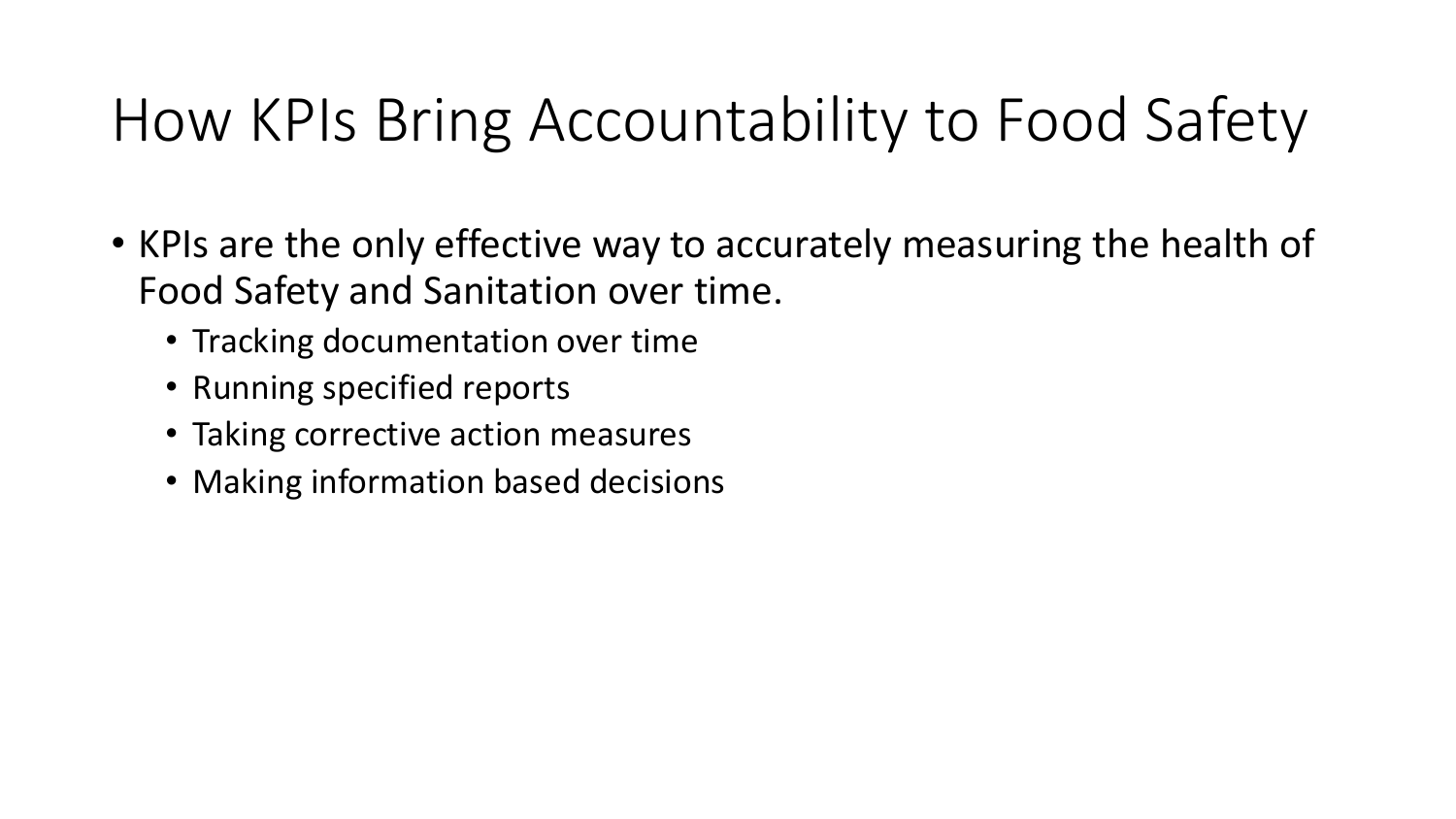# How KPIs Bring Accountability to Food Safety

- KPIs are the only effective way to accurately measuring the health of Food Safety and Sanitation over time.
  - Tracking documentation over time
  - Running specified reports
  - Taking corrective action measures
  - Making information based decisions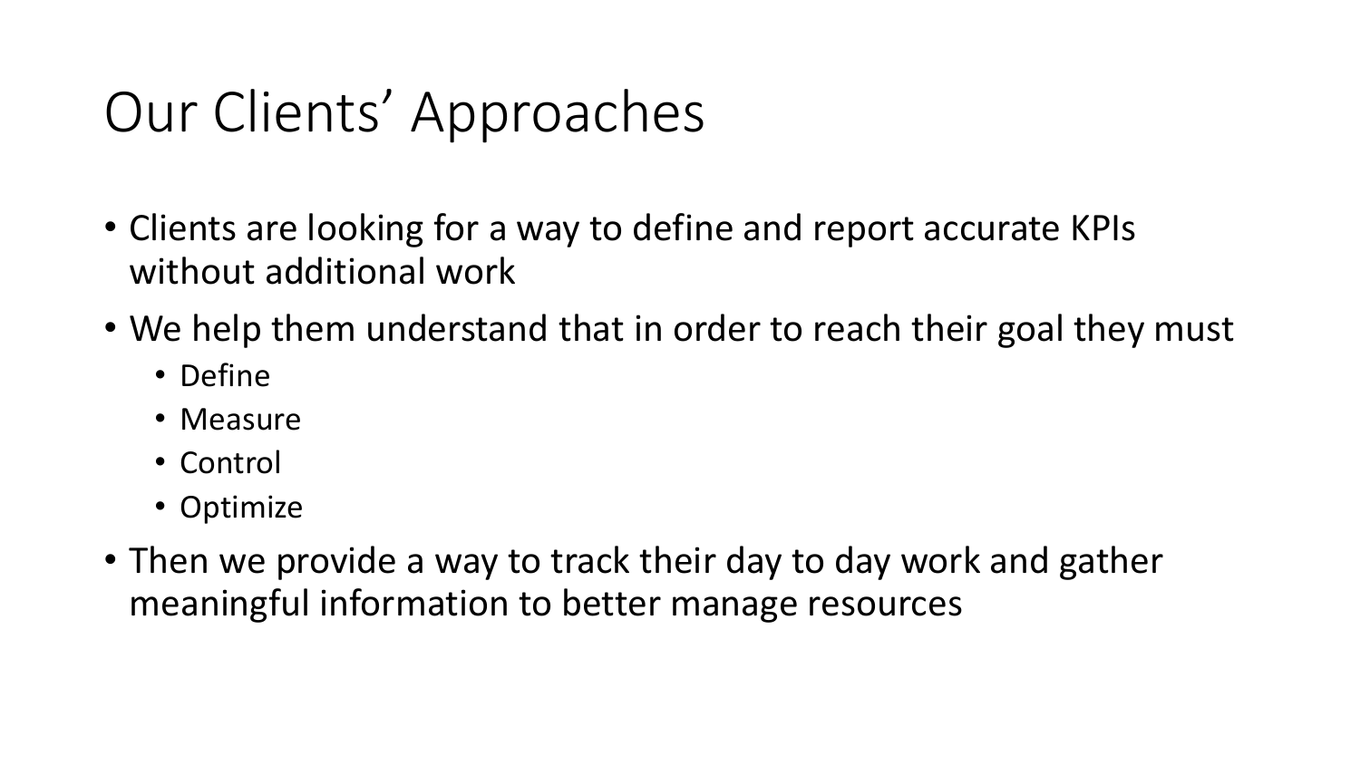# Our Clients' Approaches

- Clients are looking for a way to define and report accurate KPIs without additional work
- We help them understand that in order to reach their goal they must
  - Define
  - Measure
  - Control
  - Optimize
- Then we provide a way to track their day to day work and gather meaningful information to better manage resources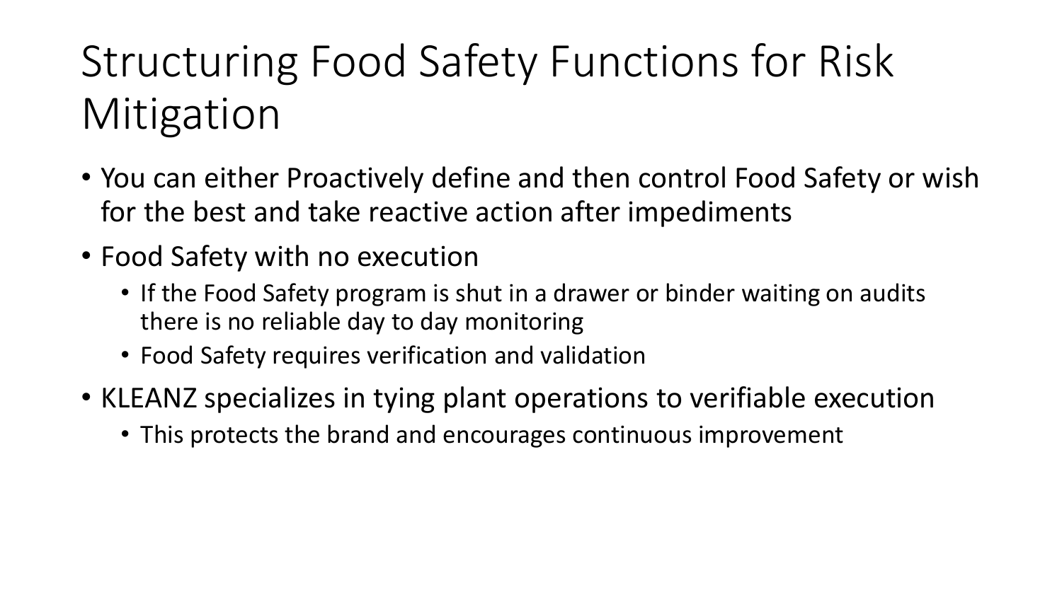# Structuring Food Safety Functions for Risk Mitigation

- You can either Proactively define and then control Food Safety or wish for the best and take reactive action after impediments
- Food Safety with no execution
  - If the Food Safety program is shut in a drawer or binder waiting on audits there is no reliable day to day monitoring
  - Food Safety requires verification and validation
- KLEANZ specializes in tying plant operations to verifiable execution
  - This protects the brand and encourages continuous improvement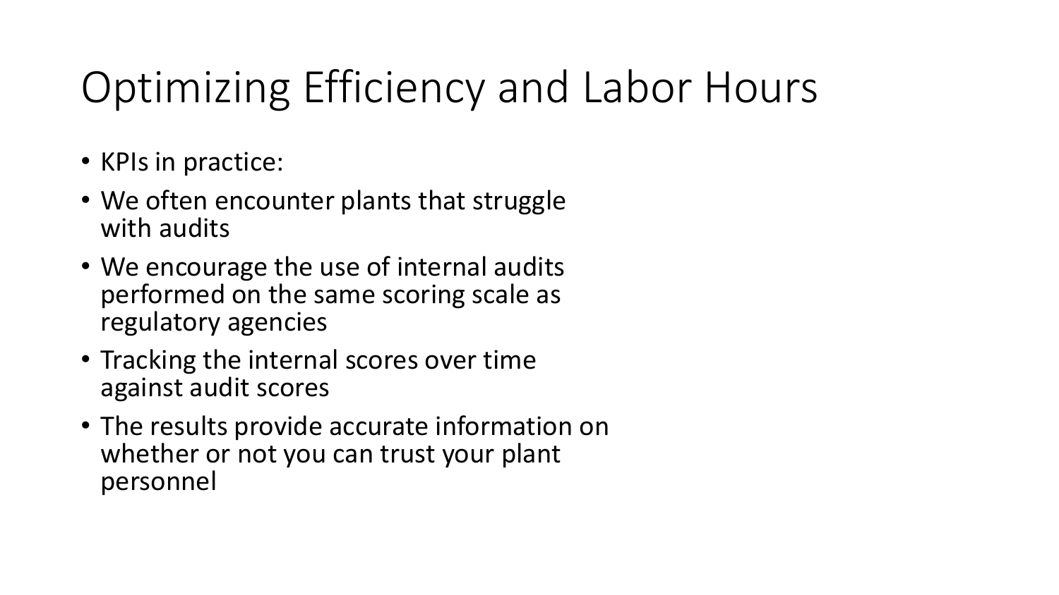# Optimizing Efficiency and Labor Hours

- KPIs in practice:
- We often encounter plants that struggle with audits
- We encourage the use of internal audits performed on the same scoring scale as regulatory agencies
- Tracking the internal scores over time against audit scores
- The results provide accurate information on whether or not you can trust your plant personnel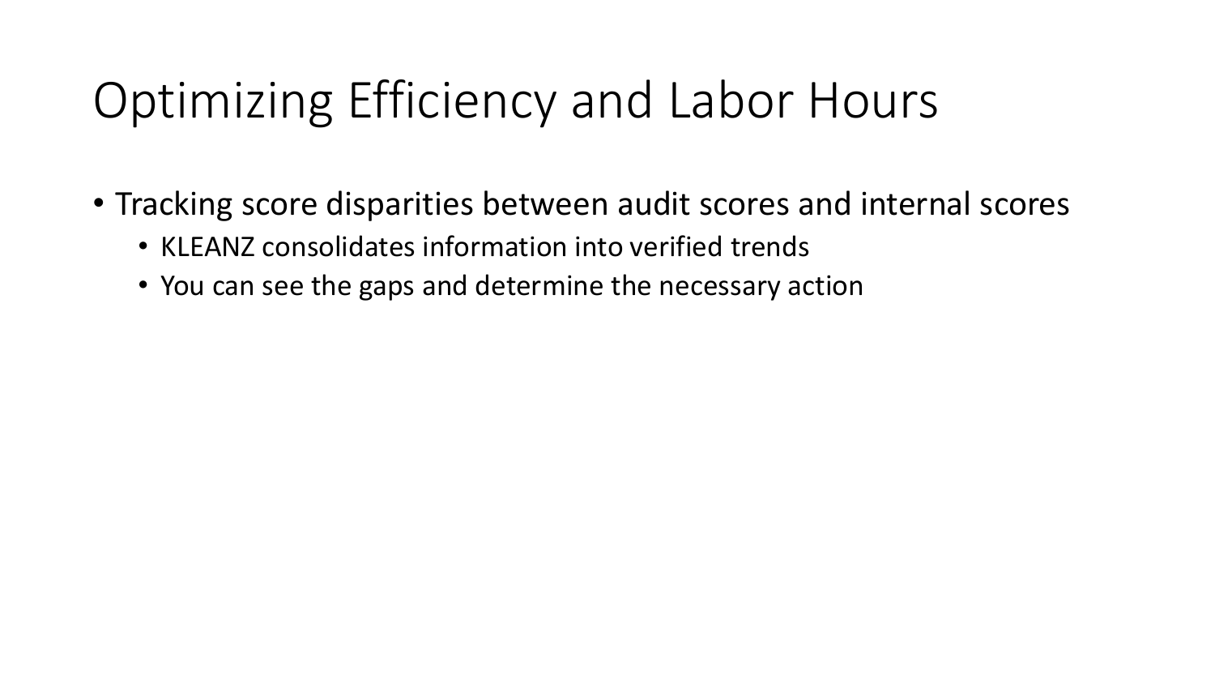# Optimizing Efficiency and Labor Hours

- Tracking score disparities between audit scores and internal scores
  - KLEANZ consolidates information into verified trends
  - You can see the gaps and determine the necessary action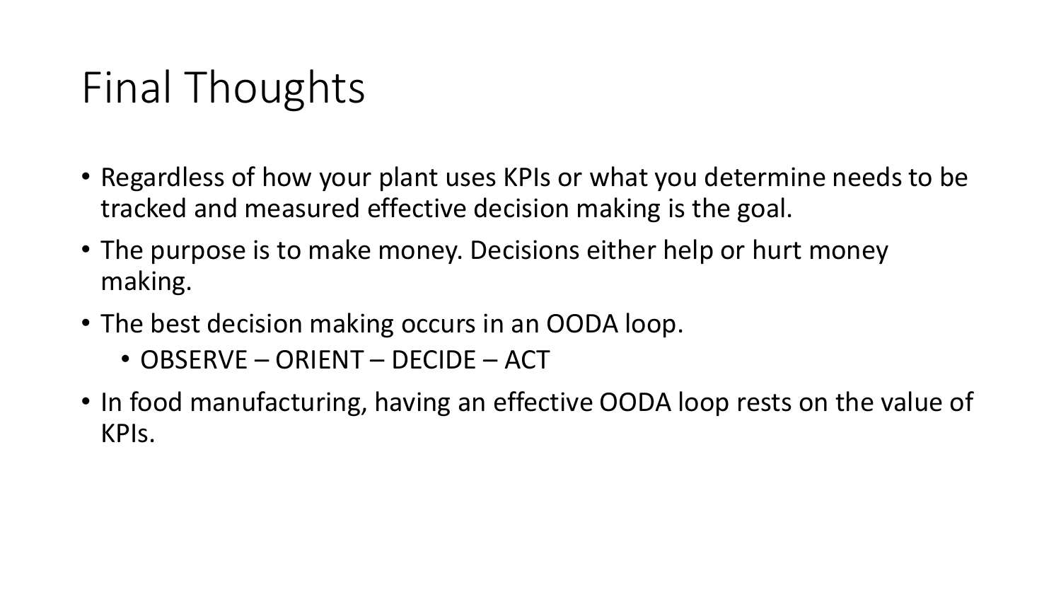# Final Thoughts

- Regardless of how your plant uses KPIs or what you determine needs to be tracked and measured effective decision making is the goal.
- The purpose is to make money. Decisions either help or hurt money making.
- The best decision making occurs in an OODA loop.
  - OBSERVE – ORIENT – DECIDE – ACT
- In food manufacturing, having an effective OODA loop rests on the value of KPIs.